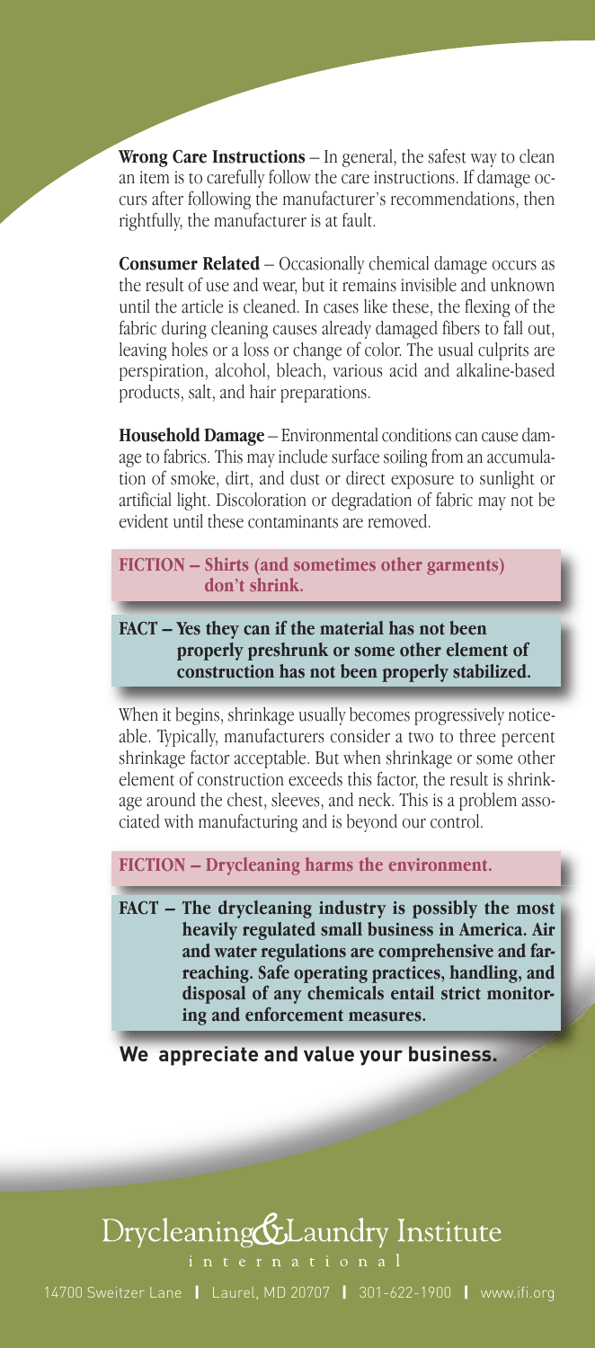**Wrong Care Instructions** – In general, the safest way to clean an item is to carefully follow the care instructions. If damage occurs after following the manufacturer's recommendations, then rightfully, the manufacturer is at fault.

**Consumer Related** – Occasionally chemical damage occurs as the result of use and wear, but it remains invisible and unknown until the article is cleaned. In cases like these, the flexing of the fabric during cleaning causes already damaged fibers to fall out, leaving holes or a loss or change of color. The usual culprits are perspiration, alcohol, bleach, various acid and alkaline-based products, salt, and hair preparations.

**Household Damage** – Environmental conditions can cause damage to fabrics. This may include surface soiling from an accumulation of smoke, dirt, and dust or direct exposure to sunlight or artificial light. Discoloration or degradation of fabric may not be evident until these contaminants are removed.

**FICTION – Shirts (and sometimes other garments) don't shrink.**

**FACT – Yes they can if the material has not been properly preshrunk or some other element of construction has not been properly stabilized.**

When it begins, shrinkage usually becomes progressively noticeable. Typically, manufacturers consider a two to three percent shrinkage factor acceptable. But when shrinkage or some other element of construction exceeds this factor, the result is shrinkage around the chest, sleeves, and neck. This is a problem associated with manufacturing and is beyond our control.

**FICTION – Drycleaning harms the environment.**

**FACT – The drycleaning industry is possibly the most heavily regulated small business in America. Air and water regulations are comprehensive and far-reaching. Safe operating practices, handling, and disposal of any chemicals entail strict monitoring and enforcement measures.**

**We appreciate and value your business.**

Drycleaning & Laundry Institute
international

14700 Sweitzer Lane | Laurel, MD 20707 | 301-622-1900 | www.ifi.org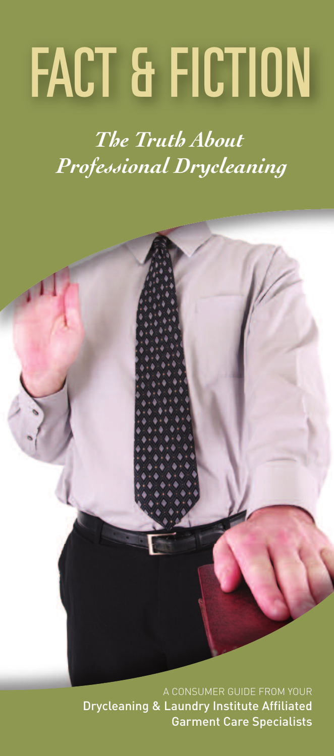# FACT & FICTION

*The Truth About Professional Drycleaning*

A CONSUMER GUIDE FROM YOUR
Drycleaning & Laundry Institute Affiliated
Garment Care Specialists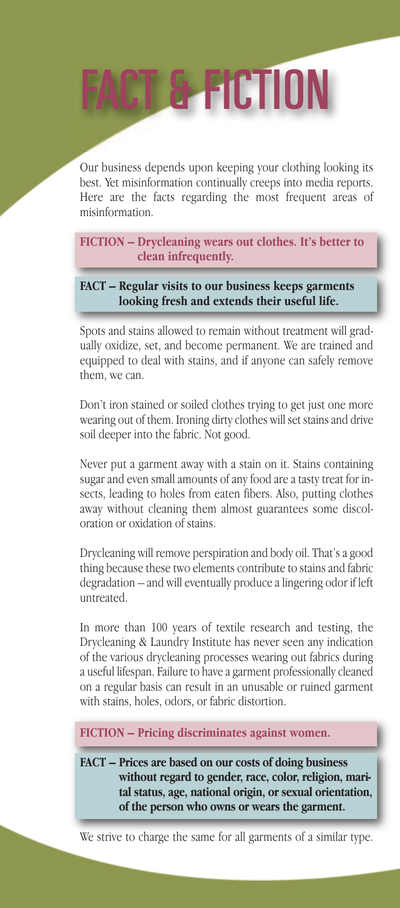# FACT & FICTION

Our business depends upon keeping your clothing looking its best. Yet misinformation continually creeps into media reports. Here are the facts regarding the most frequent areas of misinformation.

**FICTION – Drycleaning wears out clothes. It's better to clean infrequently.**

**FACT – Regular visits to our business keeps garments looking fresh and extends their useful life.**

Spots and stains allowed to remain without treatment will gradually oxidize, set, and become permanent. We are trained and equipped to deal with stains, and if anyone can safely remove them, we can.

Don't iron stained or soiled clothes trying to get just one more wearing out of them. Ironing dirty clothes will set stains and drive soil deeper into the fabric. Not good.

Never put a garment away with a stain on it. Stains containing sugar and even small amounts of any food are a tasty treat for insects, leading to holes from eaten fibers. Also, putting clothes away without cleaning them almost guarantees some discoloration or oxidation of stains.

Drycleaning will remove perspiration and body oil. That's a good thing because these two elements contribute to stains and fabric degradation – and will eventually produce a lingering odor if left untreated.

In more than 100 years of textile research and testing, the Drycleaning & Laundry Institute has never seen any indication of the various drycleaning processes wearing out fabrics during a useful lifespan. Failure to have a garment professionally cleaned on a regular basis can result in an unusable or ruined garment with stains, holes, odors, or fabric distortion.

**FICTION – Pricing discriminates against women.**

**FACT – Prices are based on our costs of doing business without regard to gender, race, color, religion, marital status, age, national origin, or sexual orientation, of the person who owns or wears the garment.**

We strive to charge the same for all garments of a similar type.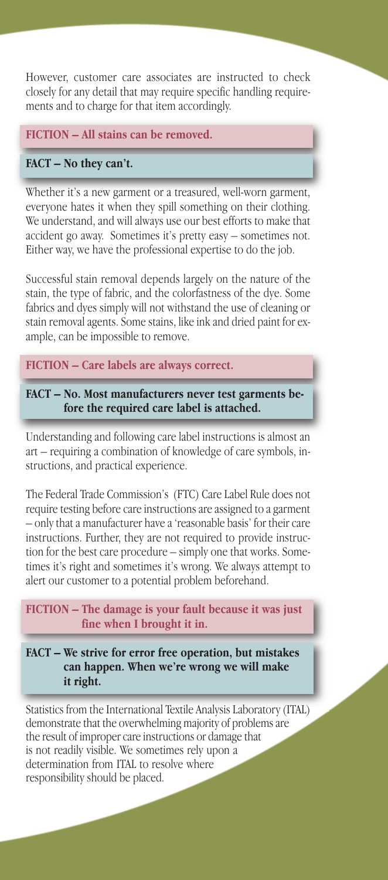However, customer care associates are instructed to check closely for any detail that may require specific handling requirements and to charge for that item accordingly.

**FICTION – All stains can be removed.**

**FACT – No they can't.**

Whether it's a new garment or a treasured, well-worn garment, everyone hates it when they spill something on their clothing. We understand, and will always use our best efforts to make that accident go away. Sometimes it's pretty easy – sometimes not. Either way, we have the professional expertise to do the job.

Successful stain removal depends largely on the nature of the stain, the type of fabric, and the colorfastness of the dye. Some fabrics and dyes simply will not withstand the use of cleaning or stain removal agents. Some stains, like ink and dried paint for example, can be impossible to remove.

**FICTION – Care labels are always correct.**

**FACT – No. Most manufacturers never test garments before the required care label is attached.**

Understanding and following care label instructions is almost an art – requiring a combination of knowledge of care symbols, instructions, and practical experience.

The Federal Trade Commission's (FTC) Care Label Rule does not require testing before care instructions are assigned to a garment – only that a manufacturer have a 'reasonable basis' for their care instructions. Further, they are not required to provide instruction for the best care procedure – simply one that works. Sometimes it's right and sometimes it's wrong. We always attempt to alert our customer to a potential problem beforehand.

**FICTION – The damage is your fault because it was just fine when I brought it in.**

**FACT – We strive for error free operation, but mistakes can happen. When we're wrong we will make it right.**

Statistics from the International Textile Analysis Laboratory (ITAL) demonstrate that the overwhelming majority of problems are the result of improper care instructions or damage that is not readily visible. We sometimes rely upon a determination from ITAL to resolve where responsibility should be placed.